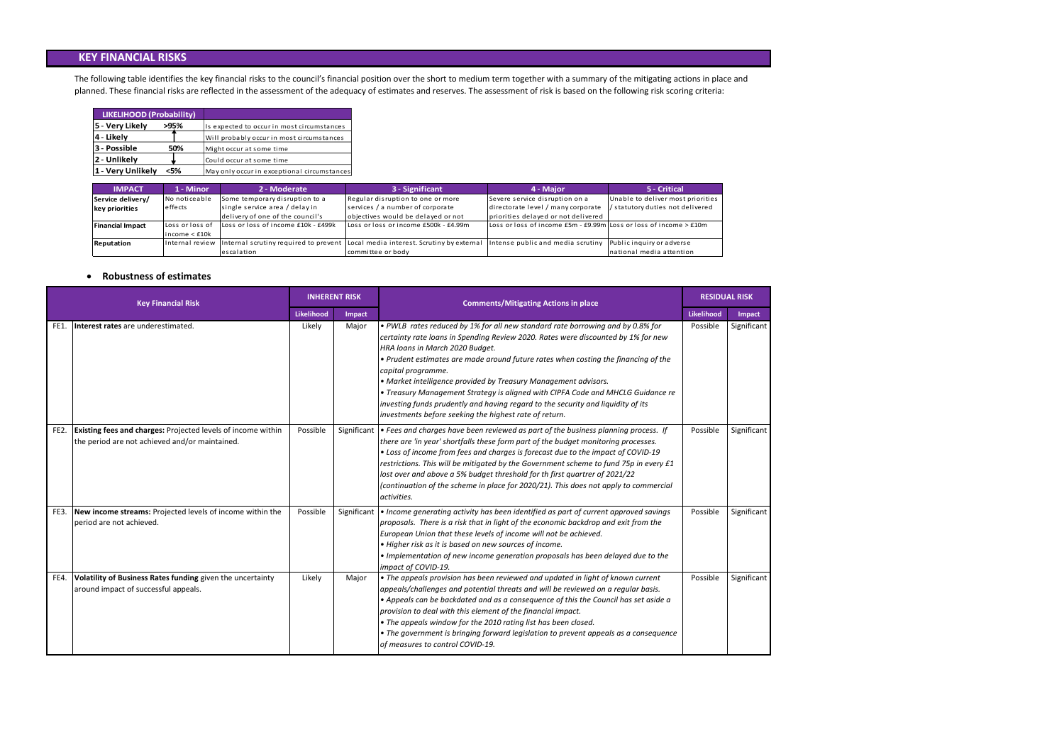## KEY FINANCIAL RISKS

The following table identifies the key financial risks to the council's financial position over the short to medium term together with a summary of the mitigating actions in place and planned. These financial risks are reflected in the assessment of the adequacy of estimates and reserves. The assessment of risk is based on the following risk scoring criteria:

| LIKELIHOOD (Probability) | | |
|---|---|---|
| 5 - Very Likely | >95% | Is expected to occur in most circumstances |
| 4 - Likely | | Will probably occur in most circumstances |
| 3 - Possible | 50% | Might occur at some time |
| 2 - Unlikely | | Could occur at some time |
| 1 - Very Unlikely | <5% | May only occur in exceptional circumstances |

| IMPACT | 1 - Minor | 2 - Moderate | 3 - Significant | 4 - Major | 5 - Critical |
|---|---|---|---|---|---|
| Service delivery/ key priorities | No noticeable effects | Some temporary disruption to a single service area / delay in delivery of one of the council's | Regular disruption to one or more services / a number of corporate objectives would be delayed or not | Severe service disruption on a directorate level / many corporate priorities delayed or not delivered | Unable to deliver most priorities / statutory duties not delivered |
| Financial Impact | Loss or loss of income < £10k | Loss or loss of income £10k - £499k | Loss or loss or income £500k - £4.99m | Loss or loss of income £5m - £9.99m | Loss or loss of income > £10m |
| Reputation | Internal review | Internal scrutiny required to prevent escalation | Local media interest. Scrutiny by external committee or body | Intense public and media scrutiny | Public inquiry or adverse national media attention |

- **Robustness of estimates**

| | Key Financial Risk | INHERENT RISK | | Comments/Mitigating Actions in place | RESIDUAL RISK | |
|---|---|---|---|---|---|---|
| | | Likelihood | Impact | | Likelihood | Impact |
| FE1. | **Interest rates** are underestimated. | Likely | Major | *• PWLB rates reduced by 1% for all new standard rate borrowing and by 0.8% for certainty rate loans in Spending Review 2020. Rates were discounted by 1% for new HRA loans in March 2020 Budget.*<br>*• Prudent estimates are made around future rates when costing the financing of the capital programme.*<br>*• Market intelligence provided by Treasury Management advisors.*<br>*• Treasury Management Strategy is aligned with CIPFA Code and MHCLG Guidance re investing funds prudently and having regard to the security and liquidity of its investments before seeking the highest rate of return.* | Possible | Significant |
| FE2. | **Existing fees and charges:** Projected levels of income within the period are not achieved and/or maintained. | Possible | Significant | *• Fees and charges have been reviewed as part of the business planning process. If there are 'in year' shortfalls these form part of the budget monitoring processes.*<br>*• Loss of income from fees and charges is forecast due to the impact of COVID-19 restrictions. This will be mitigated by the Government scheme to fund 75p in every £1 lost over and above a 5% budget threshold for th first quartrer of 2021/22 (continuation of the scheme in place for 2020/21). This does not apply to commercial activities.* | Possible | Significant |
| FE3. | **New income streams:** Projected levels of income within the period are not achieved. | Possible | Significant | *• Income generating activity has been identified as part of current approved savings proposals. There is a risk that in light of the economic backdrop and exit from the European Union that these levels of income will not be achieved.*<br>*• Higher risk as it is based on new sources of income.*<br>*• Implementation of new income generation proposals has been delayed due to the impact of COVID-19.* | Possible | Significant |
| FE4. | **Volatility of Business Rates funding** given the uncertainty around impact of successful appeals. | Likely | Major | *• The appeals provision has been reviewed and updated in light of known current appeals/challenges and potential threats and will be reviewed on a regular basis.*<br>*• Appeals can be backdated and as a consequence of this the Council has set aside a provision to deal with this element of the financial impact.*<br>*• The appeals window for the 2010 rating list has been closed.*<br>*• The government is bringing forward legislation to prevent appeals as a consequence of measures to control COVID-19.* | Possible | Significant |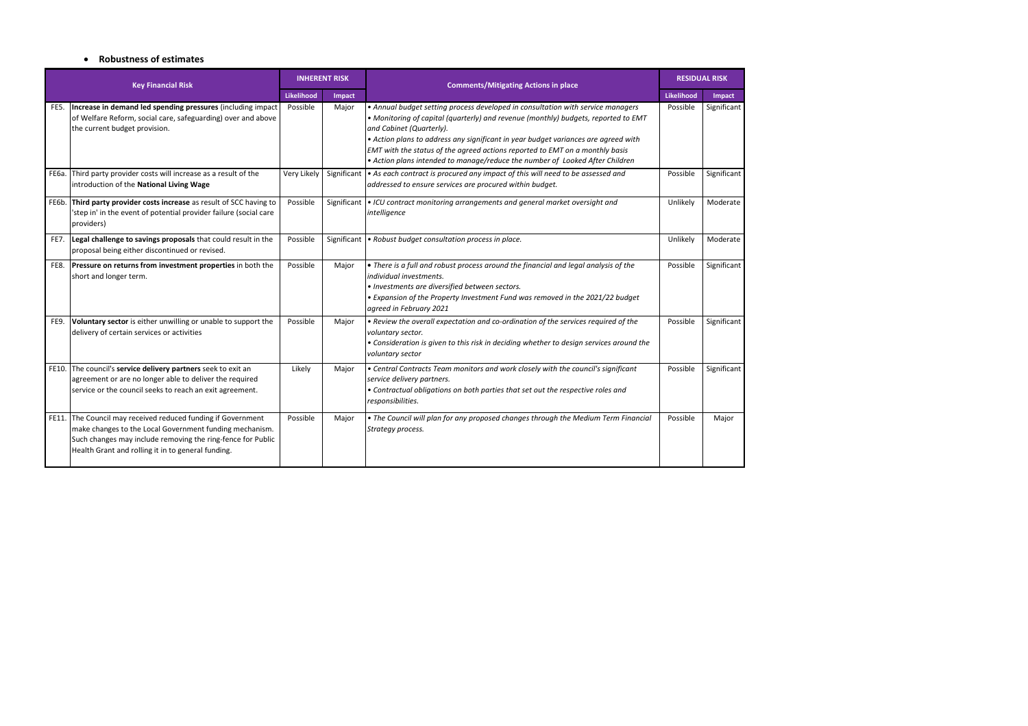- **Robustness of estimates**

| | Key Financial Risk | INHERENT RISK | | Comments/Mitigating Actions in place | RESIDUAL RISK | |
|---|---|---|---|---|---|---|
| | | Likelihood | Impact | | Likelihood | Impact |
| FE5. | **Increase in demand led spending pressures** (including impact of Welfare Reform, social care, safeguarding) over and above the current budget provision. | Possible | Major | *• Annual budget setting process developed in consultation with service managers* <br> *• Monitoring of capital (quarterly) and revenue (monthly) budgets, reported to EMT and Cabinet (Quarterly).* <br> *• Action plans to address any significant in year budget variances are agreed with EMT with the status of the agreed actions reported to EMT on a monthly basis* <br> *• Action plans intended to manage/reduce the number of Looked After Children* | Possible | Significant |
| FE6a. | Third party provider costs will increase as a result of the introduction of the **National Living Wage** | Very Likely | Significant | *• As each contract is procured any impact of this will need to be assessed and addressed to ensure services are procured within budget.* | Possible | Significant |
| FE6b. | **Third party provider costs increase** as result of SCC having to 'step in' in the event of potential provider failure (social care providers) | Possible | Significant | *• ICU contract monitoring arrangements and general market oversight and intelligence* | Unlikely | Moderate |
| FE7. | **Legal challenge to savings proposals** that could result in the proposal being either discontinued or revised. | Possible | Significant | *• Robust budget consultation process in place.* | Unlikely | Moderate |
| FE8. | **Pressure on returns from investment properties** in both the short and longer term. | Possible | Major | *• There is a full and robust process around the financial and legal analysis of the individual investments.* <br> *• Investments are diversified between sectors.* <br> *• Expansion of the Property Investment Fund was removed in the 2021/22 budget agreed in February 2021* | Possible | Significant |
| FE9. | **Voluntary sector** is either unwilling or unable to support the delivery of certain services or activities | Possible | Major | *• Review the overall expectation and co-ordination of the services required of the voluntary sector.* <br> *• Consideration is given to this risk in deciding whether to design services around the voluntary sector* | Possible | Significant |
| FE10. | The council's **service delivery partners** seek to exit an agreement or are no longer able to deliver the required service or the council seeks to reach an exit agreement. | Likely | Major | *• Central Contracts Team monitors and work closely with the council's significant service delivery partners.* <br> *• Contractual obligations on both parties that set out the respective roles and responsibilities.* | Possible | Significant |
| FE11. | The Council may received reduced funding if Government make changes to the Local Government funding mechanism. Such changes may include removing the ring-fence for Public Health Grant and rolling it in to general funding. | Possible | Major | *• The Council will plan for any proposed changes through the Medium Term Financial Strategy process.* | Possible | Major |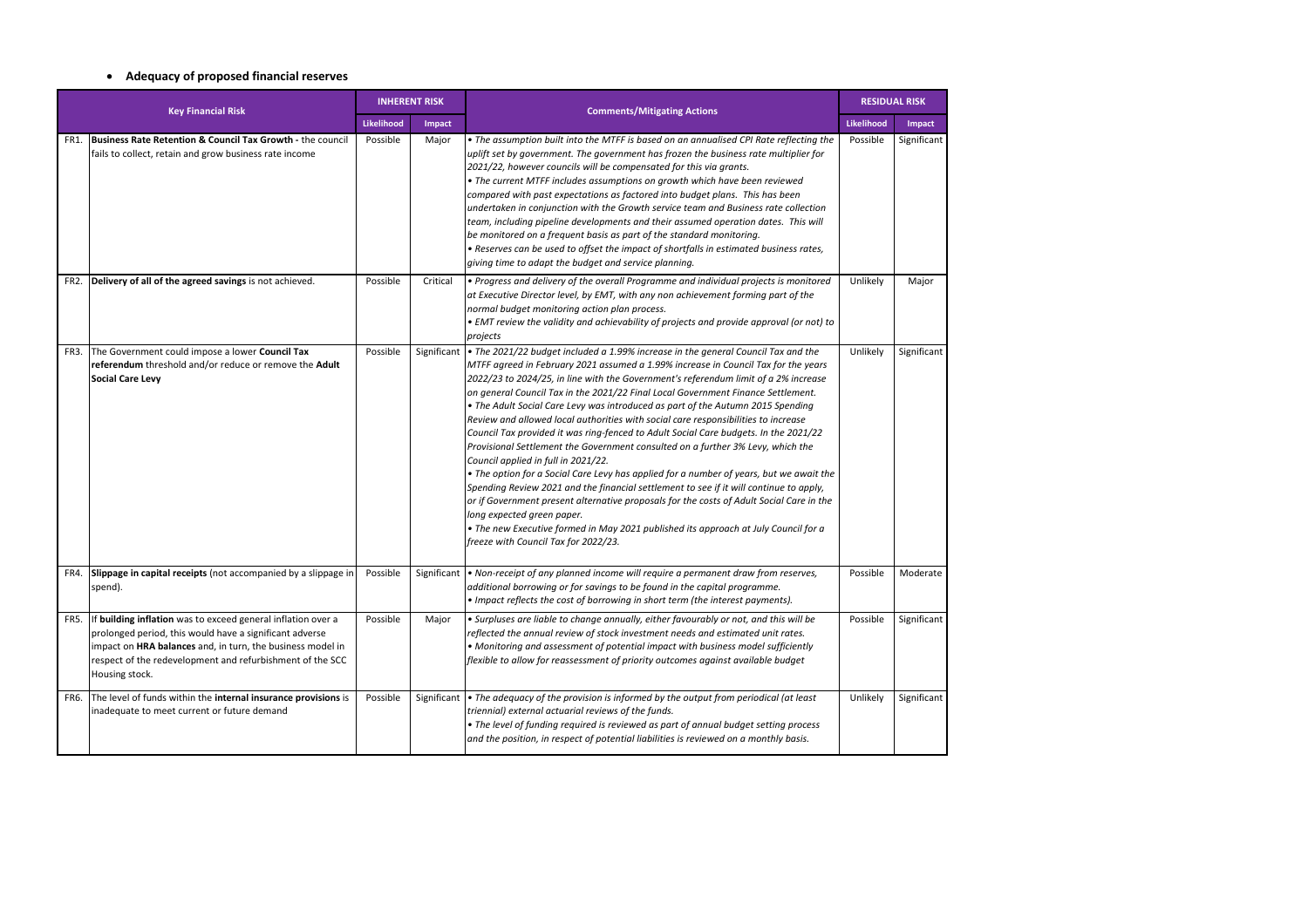- **Adequacy of proposed financial reserves**

| | Key Financial Risk | INHERENT RISK | | Comments/Mitigating Actions | RESIDUAL RISK | |
|---|---|---|---|---|---|---|
| | | Likelihood | Impact | | Likelihood | Impact |
| FR1. | **Business Rate Retention & Council Tax Growth -** the council fails to collect, retain and grow business rate income | Possible | Major | *• The assumption built into the MTFF is based on an annualised CPI Rate reflecting the uplift set by government. The government has frozen the business rate multiplier for 2021/22, however councils will be compensated for this via grants.* *• The current MTFF includes assumptions on growth which have been reviewed compared with past expectations as factored into budget plans. This has been undertaken in conjunction with the Growth service team and Business rate collection team, including pipeline developments and their assumed operation dates. This will be monitored on a frequent basis as part of the standard monitoring.* *• Reserves can be used to offset the impact of shortfalls in estimated business rates, giving time to adapt the budget and service planning.* | Possible | Significant |
| FR2. | **Delivery of all of the agreed savings** is not achieved. | Possible | Critical | *• Progress and delivery of the overall Programme and individual projects is monitored at Executive Director level, by EMT, with any non achievement forming part of the normal budget monitoring action plan process.* *• EMT review the validity and achievability of projects and provide approval (or not) to projects* | Unlikely | Major |
| FR3. | The Government could impose a lower **Council Tax referendum** threshold and/or reduce or remove the **Adult Social Care Levy** | Possible | Significant | *• The 2021/22 budget included a 1.99% increase in the general Council Tax and the MTFF agreed in February 2021 assumed a 1.99% increase in Council Tax for the years 2022/23 to 2024/25, in line with the Government's referendum limit of a 2% increase on general Council Tax in the 2021/22 Final Local Government Finance Settlement.* *• The Adult Social Care Levy was introduced as part of the Autumn 2015 Spending Review and allowed local authorities with social care responsibilities to increase Council Tax provided it was ring-fenced to Adult Social Care budgets. In the 2021/22 Provisional Settlement the Government consulted on a further 3% Levy, which the Council applied in full in 2021/22.* *• The option for a Social Care Levy has applied for a number of years, but we await the Spending Review 2021 and the financial settlement to see if it will continue to apply, or if Government present alternative proposals for the costs of Adult Social Care in the long expected green paper.* *• The new Executive formed in May 2021 published its approach at July Council for a freeze with Council Tax for 2022/23.* | Unlikely | Significant |
| FR4. | **Slippage in capital receipts** (not accompanied by a slippage in spend). | Possible | Significant | *• Non-receipt of any planned income will require a permanent draw from reserves, additional borrowing or for savings to be found in the capital programme.* *• Impact reflects the cost of borrowing in short term (the interest payments).* | Possible | Moderate |
| FR5. | If **building inflation** was to exceed general inflation over a prolonged period, this would have a significant adverse impact on **HRA balances** and, in turn, the business model in respect of the redevelopment and refurbishment of the SCC Housing stock. | Possible | Major | *• Surpluses are liable to change annually, either favourably or not, and this will be reflected the annual review of stock investment needs and estimated unit rates.* *• Monitoring and assessment of potential impact with business model sufficiently flexible to allow for reassessment of priority outcomes against available budget* | Possible | Significant |
| FR6. | The level of funds within the **internal insurance provisions** is inadequate to meet current or future demand | Possible | Significant | *• The adequacy of the provision is informed by the output from periodical (at least triennial) external actuarial reviews of the funds.* *• The level of funding required is reviewed as part of annual budget setting process and the position, in respect of potential liabilities is reviewed on a monthly basis.* | Unlikely | Significant |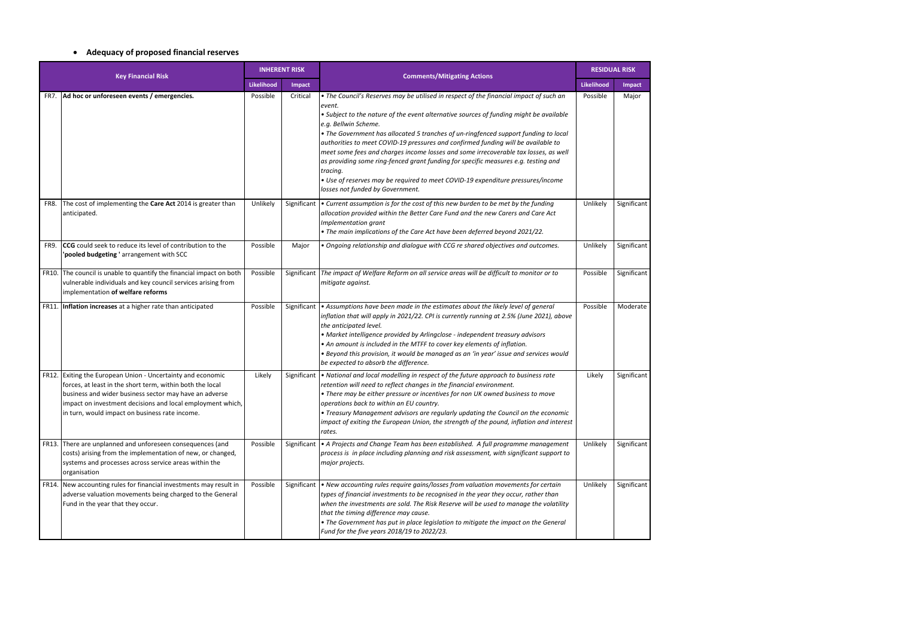- **Adequacy of proposed financial reserves**

| Key Financial Risk | | INHERENT RISK | | Comments/Mitigating Actions | RESIDUAL RISK | |
|---|---|---|---|---|---|---|
| | | Likelihood | Impact | | Likelihood | Impact |
| FR7. | **Ad hoc or unforeseen events / emergencies.** | Possible | Critical | *• The Council's Reserves may be utilised in respect of the financial impact of such an event.*<br>*• Subject to the nature of the event alternative sources of funding might be available e.g. Bellwin Scheme.*<br>*• The Government has allocated 5 tranches of un-ringfenced support funding to local authorities to meet COVID-19 pressures and confirmed funding will be available to meet some fees and charges income losses and some irrecoverable tax losses, as well as providing some ring-fenced grant funding for specific measures e.g. testing and tracing.*<br>*• Use of reserves may be required to meet COVID-19 expenditure pressures/income losses not funded by Government.* | Possible | Major |
| FR8. | The cost of implementing the **Care Act** 2014 is greater than anticipated. | Unlikely | Significant | *• Current assumption is for the cost of this new burden to be met by the funding allocation provided within the Better Care Fund and the new Carers and Care Act Implementation grant*<br>*• The main implications of the Care Act have been deferred beyond 2021/22.* | Unlikely | Significant |
| FR9. | **CCG** could seek to reduce its level of contribution to the **'pooled budgeting '** arrangement with SCC | Possible | Major | *• Ongoing relationship and dialogue with CCG re shared objectives and outcomes.* | Unlikely | Significant |
| FR10. | The council is unable to quantify the financial impact on both vulnerable individuals and key council services arising from implementation **of welfare reforms** | Possible | Significant | *The impact of Welfare Reform on all service areas will be difficult to monitor or to mitigate against.* | Possible | Significant |
| FR11. | **Inflation increases** at a higher rate than anticipated | Possible | Significant | *• Assumptions have been made in the estimates about the likely level of general inflation that will apply in 2021/22. CPI is currently running at 2.5% (June 2021), above the anticipated level.*<br>*• Market intelligence provided by Arlingclose - independent treasury advisors*<br>*• An amount is included in the MTFF to cover key elements of inflation.*<br>*• Beyond this provision, it would be managed as an 'in year' issue and services would be expected to absorb the difference.* | Possible | Moderate |
| FR12. | Exiting the European Union - Uncertainty and economic forces, at least in the short term, within both the local business and wider business sector may have an adverse impact on investment decisions and local employment which, in turn, would impact on business rate income. | Likely | Significant | *• National and local modelling in respect of the future approach to business rate retention will need to reflect changes in the financial environment.*<br>*• There may be either pressure or incentives for non UK owned business to move operations back to within an EU country.*<br>*• Treasury Management advisors are regularly updating the Council on the economic impact of exiting the European Union, the strength of the pound, inflation and interest rates.* | Likely | Significant |
| FR13. | There are unplanned and unforeseen consequences (and costs) arising from the implementation of new, or changed, systems and processes across service areas within the organisation | Possible | Significant | *• A Projects and Change Team has been established. A full programme management process is in place including planning and risk assessment, with significant support to major projects.* | Unlikely | Significant |
| FR14. | New accounting rules for financial investments may result in adverse valuation movements being charged to the General Fund in the year that they occur. | Possible | Significant | *• New accounting rules require gains/losses from valuation movements for certain types of financial investments to be recognised in the year they occur, rather than when the investments are sold. The Risk Reserve will be used to manage the volatility that the timing difference may cause.*<br>*• The Government has put in place legislation to mitigate the impact on the General Fund for the five years 2018/19 to 2022/23.* | Unlikely | Significant |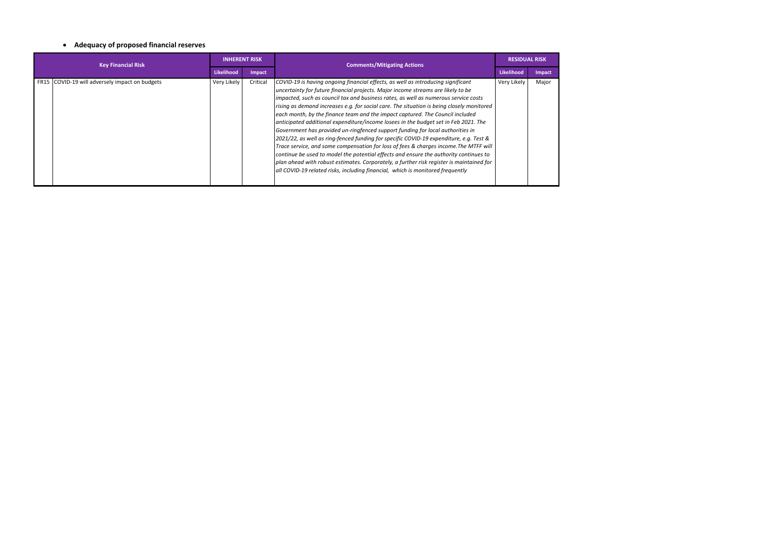- **Adequacy of proposed financial reserves**

| Key Financial Risk | | INHERENT RISK | | Comments/Mitigating Actions | RESIDUAL RISK | |
|---|---|---|---|---|---|---|
| | | Likelihood | Impact | | Likelihood | Impact |
| FR15 | COVID-19 will adversely impact on budgets | Very Likely | Critical | *COVID-19 is having ongoing financial effects, as well as introducing significant uncertainty for future financial projects. Major income streams are likely to be impacted, such as council tax and business rates, as well as numerous service costs rising as demand increases e.g. for social care. The situation is being closely monitored each month, by the finance team and the impact captured. The Council included anticipated additional expenditure/income losees in the budget set in Feb 2021. The Government has provided un-ringfenced support funding for local authorities in 2021/22, as well as ring-fenced funding for specific COVID-19 expenditure, e.g. Test & Trace service, and some compensation for loss of fees & charges income.The MTFF will continue be used to model the potential effects and ensure the authority continues to plan ahead with robust estimates. Corporately, a further risk register is maintained for all COVID-19 related risks, including financial,  which is monitored frequently* | Very Likely | Major |